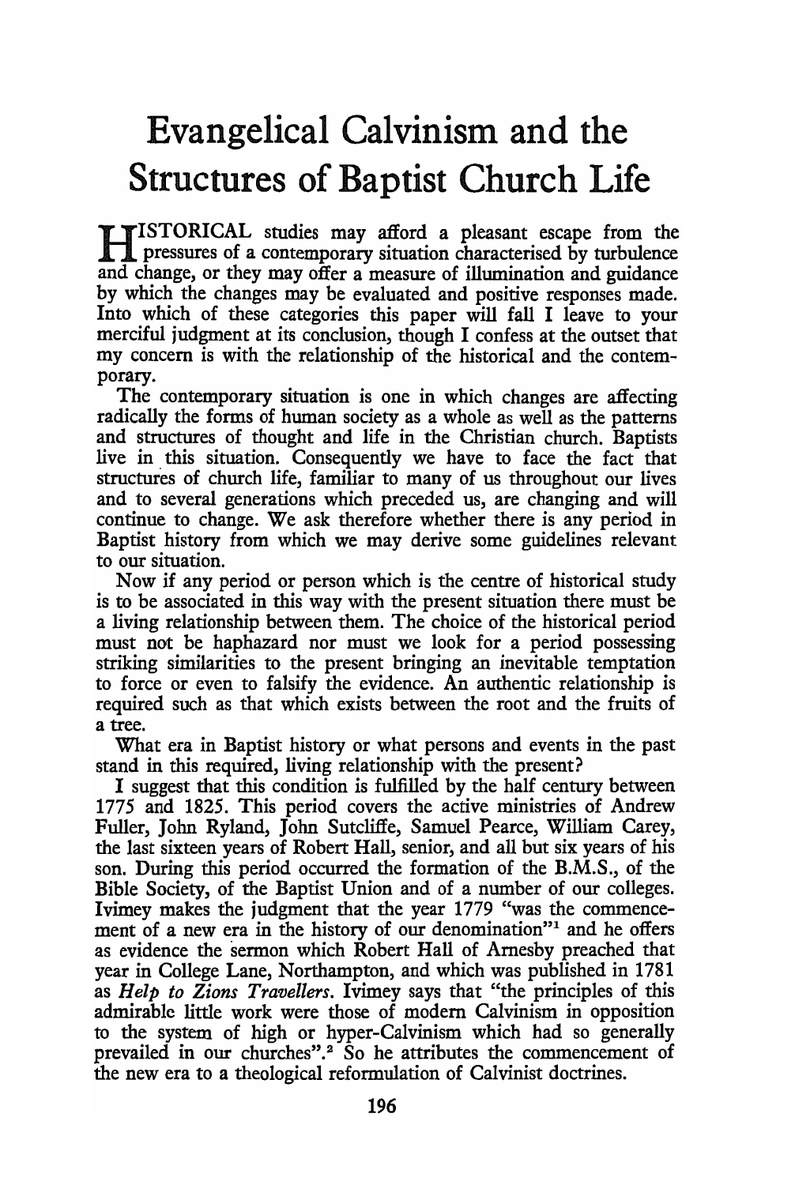# Evangelical Calvinism and the Structures of Baptist Church Life

HISTORICAL studies may afford a pleasant escape from the pressures of a contemporary situation characterised by turbulence and change, or they may offer a measure of illumination and guidance by which the changes may be evaluated and positive responses made. Into which of these categories this paper will fall I leave to your merciful judgment at its conclusion, though I confess at the outset that my concern is with the relationship of the historical and the contemporary.

The contemporary situation is one in which changes are affecting radically the forms of human society as a whole as well as the patterns and structures of thought and life in the Christian church. Baptists live in this situation. Consequently we have to face the fact that structures of church life, familiar to many of us throughout our lives and to several generations which preceded us, are changing and will continue to change. We ask therefore whether there is any period in Baptist history from which we may derive some guidelines relevant to our situation.

Now if any period or person which is the centre of historical study is to be associated in this way with the present situation there must be a living relationship between them. The choice of the historical period must not be haphazard nor must we look for a period possessing striking similarities to the present bringing an inevitable temptation to force or even to falsify the evidence. An authentic relationship is required such as that which exists between the root and the fruits of a tree.

What era in Baptist history or what persons and events in the past stand in this required, living relationship with the present?

I suggest that this condition is fulfilled by the half century between 1775 and 1825. This period covers the active ministries of Andrew Fuller, John Ryland, John Sutcliffe, Samuel Pearce, William Carey, the last sixteen years of Robert Hall, senior, and all but six years of his son. During this period occurred the formation of the B.M.S., of the Bible Society, of the Baptist Union and of a number of our colleges. Ivimey makes the judgment that the year 1779 "was the commencement of a new era in the history of our denomination"[1] and he offers as evidence the sermon which Robert Hall of Arnesby preached that year in College Lane, Northampton, and which was published in 1781 as *Help to Zions Travellers*. Ivimey says that "the principles of this admirable little work were those of modern Calvinism in opposition to the system of high or hyper-Calvinism which had so generally prevailed in our churches".[2] So he attributes the commencement of the new era to a theological reformulation of Calvinist doctrines.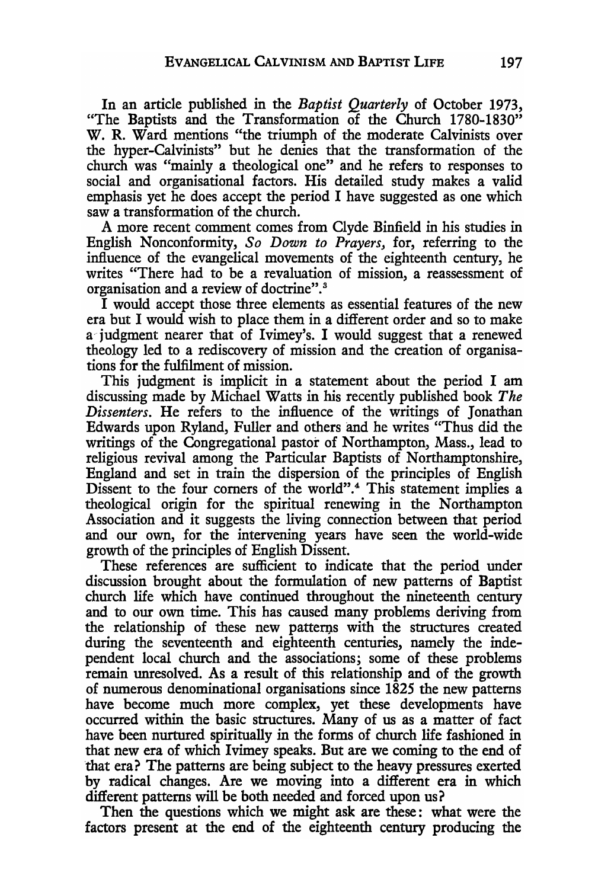In an article published in the *Baptist Quarterly* of October 1973, "The Baptists and the Transformation of the Church 1780-1830" W. R. Ward mentions "the triumph of the moderate Calvinists over the hyper-Calvinists" but he denies that the transformation of the church was "mainly a theological one" and he refers to responses to social and organisational factors. His detailed study makes a valid emphasis yet he does accept the period I have suggested as one which saw a transformation of the church.

A more recent comment comes from Clyde Binfield in his studies in English Nonconformity, *So Down to Prayers*, for, referring to the influence of the evangelical movements of the eighteenth century, he writes "There had to be a revaluation of mission, a reassessment of organisation and a review of doctrine".[3]

I would accept those three elements as essential features of the new era but I would wish to place them in a different order and so to make a judgment nearer that of Ivimey's. I would suggest that a renewed theology led to a rediscovery of mission and the creation of organisations for the fulfilment of mission.

This judgment is implicit in a statement about the period I am discussing made by Michael Watts in his recently published book *The Dissenters*. He refers to the influence of the writings of Jonathan Edwards upon Ryland, Fuller and others and he writes "Thus did the writings of the Congregational pastor of Northampton, Mass., lead to religious revival among the Particular Baptists of Northamptonshire, England and set in train the dispersion of the principles of English Dissent to the four corners of the world".[4] This statement implies a theological origin for the spiritual renewing in the Northampton Association and it suggests the living connection between that period and our own, for the intervening years have seen the world-wide growth of the principles of English Dissent.

These references are sufficient to indicate that the period under discussion brought about the formulation of new patterns of Baptist church life which have continued throughout the nineteenth century and to our own time. This has caused many problems deriving from the relationship of these new patterns with the structures created during the seventeenth and eighteenth centuries, namely the independent local church and the associations; some of these problems remain unresolved. As a result of this relationship and of the growth of numerous denominational organisations since 1825 the new patterns have become much more complex, yet these developments have occurred within the basic structures. Many of us as a matter of fact have been nurtured spiritually in the forms of church life fashioned in that new era of which Ivimey speaks. But are we coming to the end of that era? The patterns are being subject to the heavy pressures exerted by radical changes. Are we moving into a different era in which different patterns will be both needed and forced upon us?

Then the questions which we might ask are these: what were the factors present at the end of the eighteenth century producing the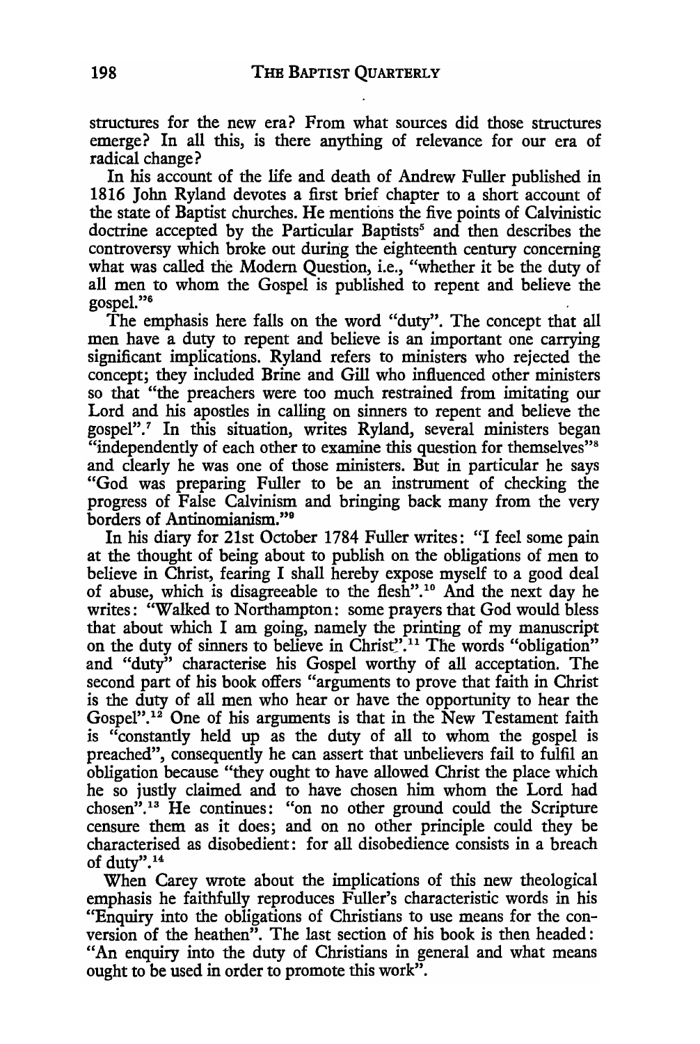structures for the new era? From what sources did those structures emerge? In all this, is there anything of relevance for our era of radical change?

In his account of the life and death of Andrew Fuller published in 1816 John Ryland devotes a first brief chapter to a short account of the state of Baptist churches. He mentions the five points of Calvinistic doctrine accepted by the Particular Baptists[5] and then describes the controversy which broke out during the eighteenth century concerning what was called the Modern Question, i.e., "whether it be the duty of all men to whom the Gospel is published to repent and believe the gospel."[6]

The emphasis here falls on the word "duty". The concept that all men have a duty to repent and believe is an important one carrying significant implications. Ryland refers to ministers who rejected the concept; they included Brine and Gill who influenced other ministers so that "the preachers were too much restrained from imitating our Lord and his apostles in calling on sinners to repent and believe the gospel".[7] In this situation, writes Ryland, several ministers began "independently of each other to examine this question for themselves"[8] and clearly he was one of those ministers. But in particular he says "God was preparing Fuller to be an instrument of checking the progress of False Calvinism and bringing back many from the very borders of Antinomianism."[9]

In his diary for 21st October 1784 Fuller writes: "I feel some pain at the thought of being about to publish on the obligations of men to believe in Christ, fearing I shall hereby expose myself to a good deal of abuse, which is disagreeable to the flesh".[10] And the next day he writes: "Walked to Northampton: some prayers that God would bless that about which I am going, namely the printing of my manuscript on the duty of sinners to believe in Christ".[11] The words "obligation" and "duty" characterise his Gospel worthy of all acceptation. The second part of his book offers "arguments to prove that faith in Christ is the duty of all men who hear or have the opportunity to hear the Gospel".[12] One of his arguments is that in the New Testament faith is "constantly held up as the duty of all to whom the gospel is preached", consequently he can assert that unbelievers fail to fulfil an obligation because "they ought to have allowed Christ the place which he so justly claimed and to have chosen him whom the Lord had chosen".[13] He continues: "on no other ground could the Scripture censure them as it does; and on no other principle could they be characterised as disobedient: for all disobedience consists in a breach of duty".[14]

When Carey wrote about the implications of this new theological emphasis he faithfully reproduces Fuller's characteristic words in his "Enquiry into the obligations of Christians to use means for the conversion of the heathen". The last section of his book is then headed: "An enquiry into the duty of Christians in general and what means ought to be used in order to promote this work".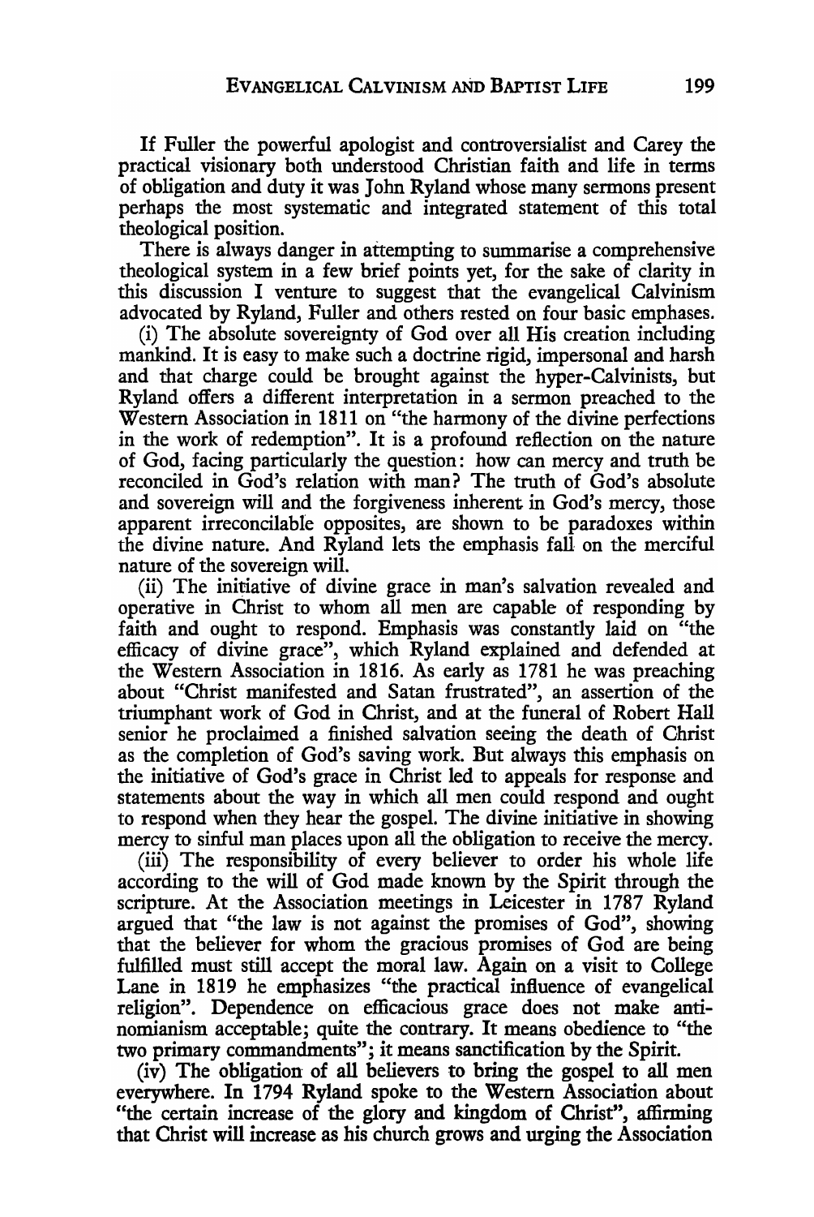If Fuller the powerful apologist and controversialist and Carey the practical visionary both understood Christian faith and life in terms of obligation and duty it was John Ryland whose many sermons present perhaps the most systematic and integrated statement of this total theological position.

There is always danger in attempting to summarise a comprehensive theological system in a few brief points yet, for the sake of clarity in this discussion I venture to suggest that the evangelical Calvinism advocated by Ryland, Fuller and others rested on four basic emphases.

(i) The absolute sovereignty of God over all His creation including mankind. It is easy to make such a doctrine rigid, impersonal and harsh and that charge could be brought against the hyper-Calvinists, but Ryland offers a different interpretation in a sermon preached to the Western Association in 1811 on "the harmony of the divine perfections in the work of redemption". It is a profound reflection on the nature of God, facing particularly the question: how can mercy and truth be reconciled in God's relation with man? The truth of God's absolute and sovereign will and the forgiveness inherent in God's mercy, those apparent irreconcilable opposites, are shown to be paradoxes within the divine nature. And Ryland lets the emphasis fall on the merciful nature of the sovereign will.

(ii) The initiative of divine grace in man's salvation revealed and operative in Christ to whom all men are capable of responding by faith and ought to respond. Emphasis was constantly laid on "the efficacy of divine grace", which Ryland explained and defended at the Western Association in 1816. As early as 1781 he was preaching about "Christ manifested and Satan frustrated", an assertion of the triumphant work of God in Christ, and at the funeral of Robert Hall senior he proclaimed a finished salvation seeing the death of Christ as the completion of God's saving work. But always this emphasis on the initiative of God's grace in Christ led to appeals for response and statements about the way in which all men could respond and ought to respond when they hear the gospel. The divine initiative in showing mercy to sinful man places upon all the obligation to receive the mercy.

(iii) The responsibility of every believer to order his whole life according to the will of God made known by the Spirit through the scripture. At the Association meetings in Leicester in 1787 Ryland argued that "the law is not against the promises of God", showing that the believer for whom the gracious promises of God are being fulfilled must still accept the moral law. Again on a visit to College Lane in 1819 he emphasizes "the practical influence of evangelical religion". Dependence on efficacious grace does not make antinomianism acceptable; quite the contrary. It means obedience to "the two primary commandments"; it means sanctification by the Spirit.

(iv) The obligation of all believers to bring the gospel to all men everywhere. In 1794 Ryland spoke to the Western Association about "the certain increase of the glory and kingdom of Christ", affirming that Christ will increase as his church grows and urging the Association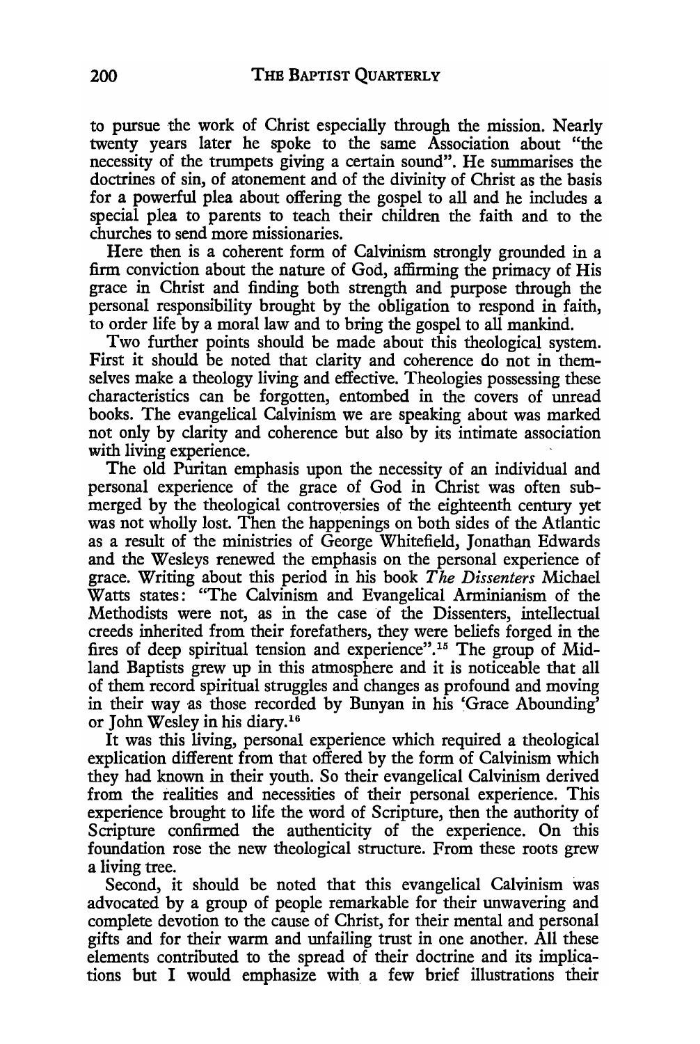to pursue the work of Christ especially through the mission. Nearly twenty years later he spoke to the same Association about "the necessity of the trumpets giving a certain sound". He summarises the doctrines of sin, of atonement and of the divinity of Christ as the basis for a powerful plea about offering the gospel to all and he includes a special plea to parents to teach their children the faith and to the churches to send more missionaries.

Here then is a coherent form of Calvinism strongly grounded in a firm conviction about the nature of God, affirming the primacy of His grace in Christ and finding both strength and purpose through the personal responsibility brought by the obligation to respond in faith, to order life by a moral law and to bring the gospel to all mankind.

Two further points should be made about this theological system. First it should be noted that clarity and coherence do not in themselves make a theology living and effective. Theologies possessing these characteristics can be forgotten, entombed in the covers of unread books. The evangelical Calvinism we are speaking about was marked not only by clarity and coherence but also by its intimate association with living experience.

The old Puritan emphasis upon the necessity of an individual and personal experience of the grace of God in Christ was often submerged by the theological controversies of the eighteenth century yet was not wholly lost. Then the happenings on both sides of the Atlantic as a result of the ministries of George Whitefield, Jonathan Edwards and the Wesleys renewed the emphasis on the personal experience of grace. Writing about this period in his book *The Dissenters* Michael Watts states: "The Calvinism and Evangelical Arminianism of the Methodists were not, as in the case of the Dissenters, intellectual creeds inherited from their forefathers, they were beliefs forged in the fires of deep spiritual tension and experience".[15] The group of Midland Baptists grew up in this atmosphere and it is noticeable that all of them record spiritual struggles and changes as profound and moving in their way as those recorded by Bunyan in his 'Grace Abounding' or John Wesley in his diary.[16]

It was this living, personal experience which required a theological explication different from that offered by the form of Calvinism which they had known in their youth. So their evangelical Calvinism derived from the realities and necessities of their personal experience. This experience brought to life the word of Scripture, then the authority of Scripture confirmed the authenticity of the experience. On this foundation rose the new theological structure. From these roots grew a living tree.

Second, it should be noted that this evangelical Calvinism was advocated by a group of people remarkable for their unwavering and complete devotion to the cause of Christ, for their mental and personal gifts and for their warm and unfailing trust in one another. All these elements contributed to the spread of their doctrine and its implications but I would emphasize with a few brief illustrations their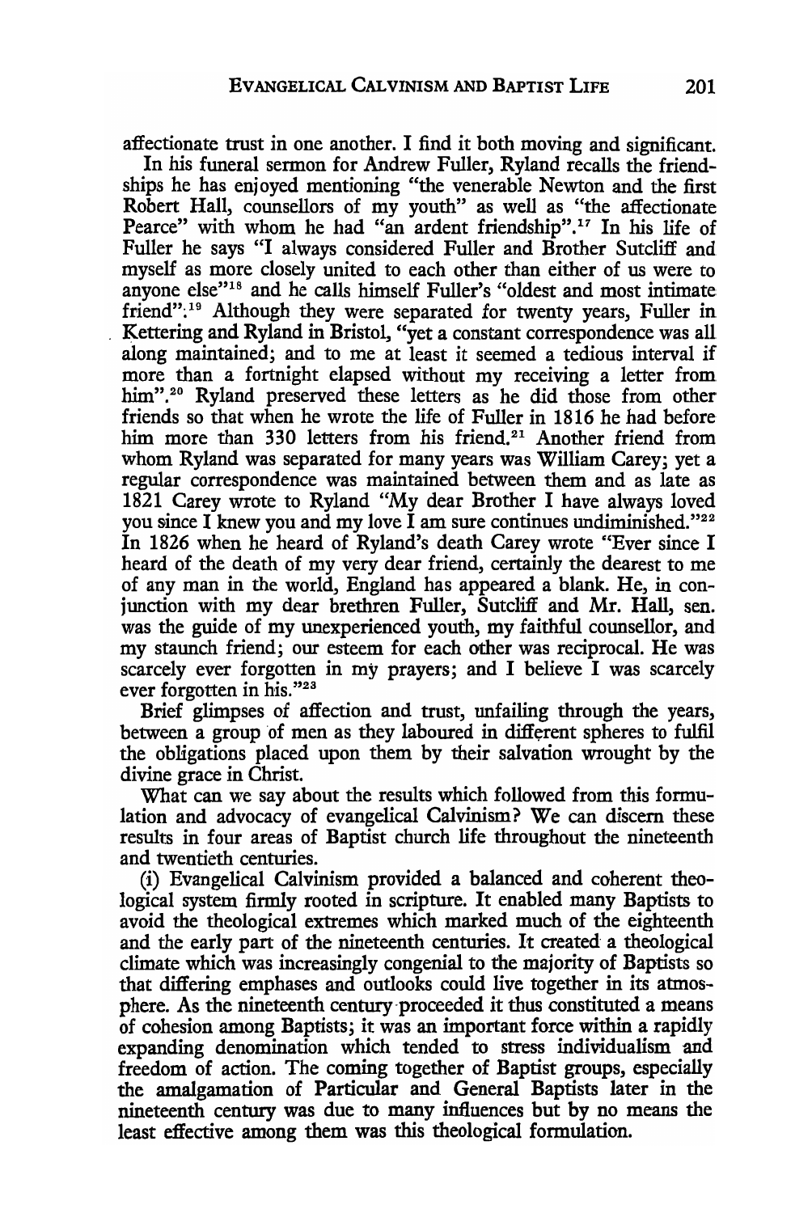affectionate trust in one another. I find it both moving and significant.

In his funeral sermon for Andrew Fuller, Ryland recalls the friendships he has enjoyed mentioning "the venerable Newton and the first Robert Hall, counsellors of my youth" as well as "the affectionate Pearce" with whom he had "an ardent friendship".[17] In his life of Fuller he says "I always considered Fuller and Brother Sutcliff and myself as more closely united to each other than either of us were to anyone else"[18] and he calls himself Fuller's "oldest and most intimate friend".[19] Although they were separated for twenty years, Fuller in Kettering and Ryland in Bristol, "yet a constant correspondence was all along maintained; and to me at least it seemed a tedious interval if more than a fortnight elapsed without my receiving a letter from him".[20] Ryland preserved these letters as he did those from other friends so that when he wrote the life of Fuller in 1816 he had before him more than 330 letters from his friend.[21] Another friend from whom Ryland was separated for many years was William Carey; yet a regular correspondence was maintained between them and as late as 1821 Carey wrote to Ryland "My dear Brother I have always loved you since I knew you and my love I am sure continues undiminished."[22] In 1826 when he heard of Ryland's death Carey wrote "Ever since I heard of the death of my very dear friend, certainly the dearest to me of any man in the world, England has appeared a blank. He, in conjunction with my dear brethren Fuller, Sutcliff and Mr. Hall, sen. was the guide of my unexperienced youth, my faithful counsellor, and my staunch friend; our esteem for each other was reciprocal. He was scarcely ever forgotten in my prayers; and I believe I was scarcely ever forgotten in his."[23]

Brief glimpses of affection and trust, unfailing through the years, between a group of men as they laboured in different spheres to fulfil the obligations placed upon them by their salvation wrought by the divine grace in Christ.

What can we say about the results which followed from this formulation and advocacy of evangelical Calvinism? We can discern these results in four areas of Baptist church life throughout the nineteenth and twentieth centuries.

(i) Evangelical Calvinism provided a balanced and coherent theological system firmly rooted in scripture. It enabled many Baptists to avoid the theological extremes which marked much of the eighteenth and the early part of the nineteenth centuries. It created a theological climate which was increasingly congenial to the majority of Baptists so that differing emphases and outlooks could live together in its atmosphere. As the nineteenth century proceeded it thus constituted a means of cohesion among Baptists; it was an important force within a rapidly expanding denomination which tended to stress individualism and freedom of action. The coming together of Baptist groups, especially the amalgamation of Particular and General Baptists later in the nineteenth century was due to many influences but by no means the least effective among them was this theological formulation.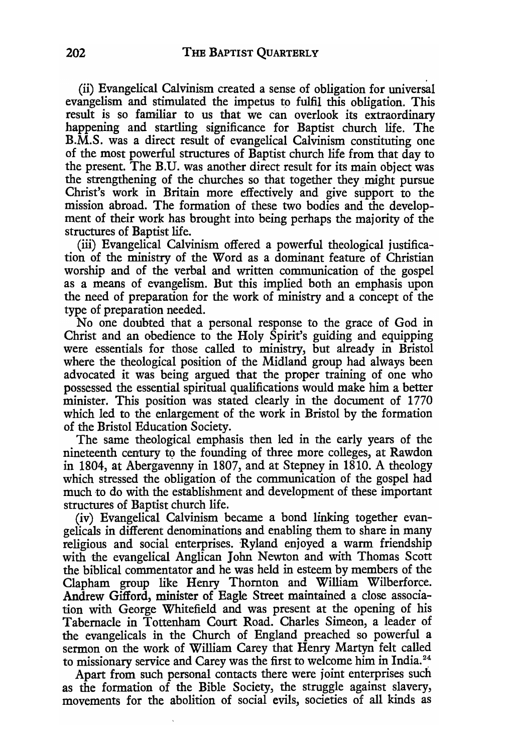(ii) Evangelical Calvinism created a sense of obligation for universal evangelism and stimulated the impetus to fulfil this obligation. This result is so familiar to us that we can overlook its extraordinary happening and startling significance for Baptist church life. The B.M.S. was a direct result of evangelical Calvinism constituting one of the most powerful structures of Baptist church life from that day to the present. The B.U. was another direct result for its main object was the strengthening of the churches so that together they might pursue Christ's work in Britain more effectively and give support to the mission abroad. The formation of these two bodies and the development of their work has brought into being perhaps the majority of the structures of Baptist life.

(iii) Evangelical Calvinism offered a powerful theological justification of the ministry of the Word as a dominant feature of Christian worship and of the verbal and written communication of the gospel as a means of evangelism. But this implied both an emphasis upon the need of preparation for the work of ministry and a concept of the type of preparation needed.

No one doubted that a personal response to the grace of God in Christ and an obedience to the Holy Spirit's guiding and equipping were essentials for those called to ministry, but already in Bristol where the theological position of the Midland group had always been advocated it was being argued that the proper training of one who possessed the essential spiritual qualifications would make him a better minister. This position was stated clearly in the document of 1770 which led to the enlargement of the work in Bristol by the formation of the Bristol Education Society.

The same theological emphasis then led in the early years of the nineteenth century to the founding of three more colleges, at Rawdon in 1804, at Abergavenny in 1807, and at Stepney in 1810. A theology which stressed the obligation of the communication of the gospel had much to do with the establishment and development of these important structures of Baptist church life.

(iv) Evangelical Calvinism became a bond linking together evangelicals in different denominations and enabling them to share in many religious and social enterprises. Ryland enjoyed a warm friendship with the evangelical Anglican John Newton and with Thomas Scott the biblical commentator and he was held in esteem by members of the Clapham group like Henry Thornton and William Wilberforce. Andrew Gifford, minister of Eagle Street maintained a close association with George Whitefield and was present at the opening of his Tabernacle in Tottenham Court Road. Charles Simeon, a leader of the evangelicals in the Church of England preached so powerful a sermon on the work of William Carey that Henry Martyn felt called to missionary service and Carey was the first to welcome him in India.[24]

Apart from such personal contacts there were joint enterprises such as the formation of the Bible Society, the struggle against slavery, movements for the abolition of social evils, societies of all kinds as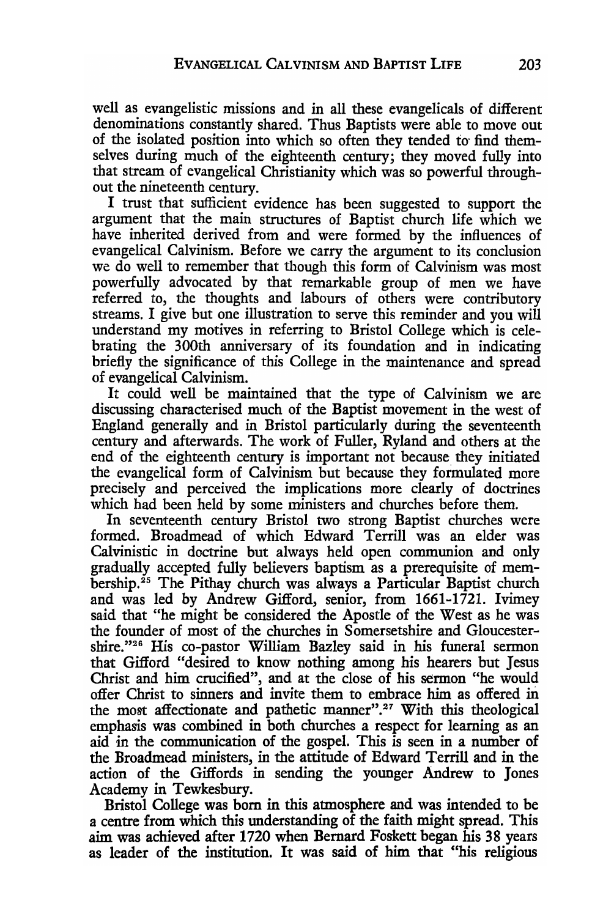well as evangelistic missions and in all these evangelicals of different denominations constantly shared. Thus Baptists were able to move out of the isolated position into which so often they tended to find themselves during much of the eighteenth century; they moved fully into that stream of evangelical Christianity which was so powerful throughout the nineteenth century.

I trust that sufficient evidence has been suggested to support the argument that the main structures of Baptist church life which we have inherited derived from and were formed by the influences of evangelical Calvinism. Before we carry the argument to its conclusion we do well to remember that though this form of Calvinism was most powerfully advocated by that remarkable group of men we have referred to, the thoughts and labours of others were contributory streams. I give but one illustration to serve this reminder and you will understand my motives in referring to Bristol College which is celebrating the 300th anniversary of its foundation and in indicating briefly the significance of this College in the maintenance and spread of evangelical Calvinism.

It could well be maintained that the type of Calvinism we are discussing characterised much of the Baptist movement in the west of England generally and in Bristol particularly during the seventeenth century and afterwards. The work of Fuller, Ryland and others at the end of the eighteenth century is important not because they initiated the evangelical form of Calvinism but because they formulated more precisely and perceived the implications more clearly of doctrines which had been held by some ministers and churches before them.

In seventeenth century Bristol two strong Baptist churches were formed. Broadmead of which Edward Terrill was an elder was Calvinistic in doctrine but always held open communion and only gradually accepted fully believers baptism as a prerequisite of membership.[25] The Pithay church was always a Particular Baptist church and was led by Andrew Gifford, senior, from 1661-1721. Ivimey said that "he might be considered the Apostle of the West as he was the founder of most of the churches in Somersetshire and Gloucestershire."[26] His co-pastor William Bazley said in his funeral sermon that Gifford "desired to know nothing among his hearers but Jesus Christ and him crucified", and at the close of his sermon "he would offer Christ to sinners and invite them to embrace him as offered in the most affectionate and pathetic manner".[27] With this theological emphasis was combined in both churches a respect for learning as an aid in the communication of the gospel. This is seen in a number of the Broadmead ministers, in the attitude of Edward Terrill and in the action of the Giffords in sending the younger Andrew to Jones Academy in Tewkesbury.

Bristol College was born in this atmosphere and was intended to be a centre from which this understanding of the faith might spread. This aim was achieved after 1720 when Bernard Foskett began his 38 years as leader of the institution. It was said of him that "his religious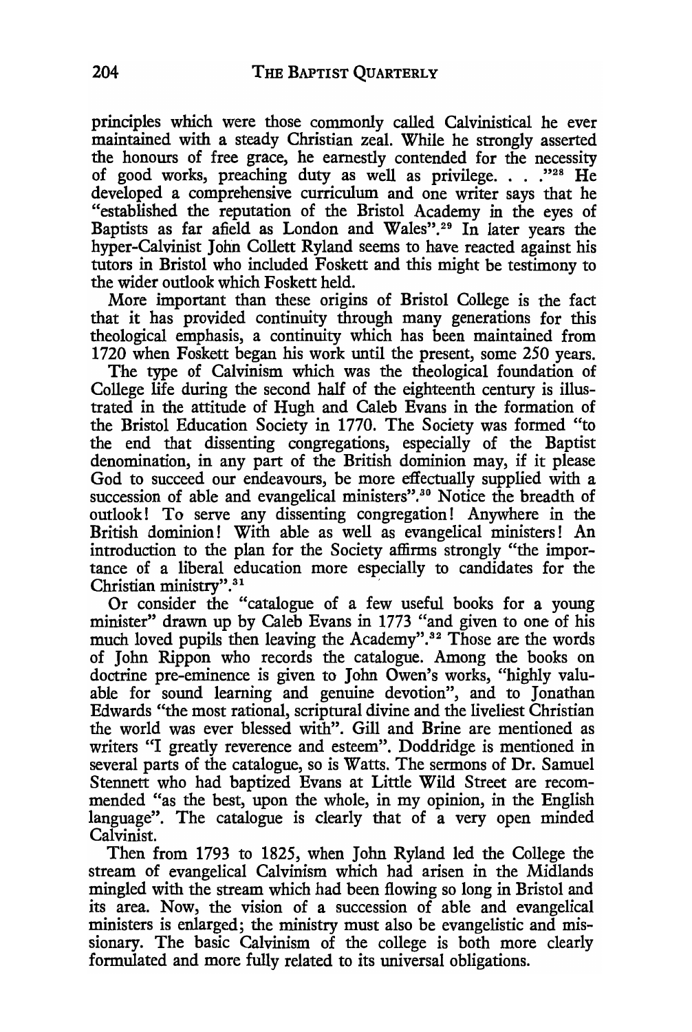principles which were those commonly called Calvinistical he ever maintained with a steady Christian zeal. While he strongly asserted the honours of free grace, he earnestly contended for the necessity of good works, preaching duty as well as privilege. . . ."[28] He developed a comprehensive curriculum and one writer says that he "established the reputation of the Bristol Academy in the eyes of Baptists as far afield as London and Wales".[29] In later years the hyper-Calvinist John Collett Ryland seems to have reacted against his tutors in Bristol who included Foskett and this might be testimony to the wider outlook which Foskett held.

More important than these origins of Bristol College is the fact that it has provided continuity through many generations for this theological emphasis, a continuity which has been maintained from 1720 when Foskett began his work until the present, some 250 years.

The type of Calvinism which was the theological foundation of College life during the second half of the eighteenth century is illustrated in the attitude of Hugh and Caleb Evans in the formation of the Bristol Education Society in 1770. The Society was formed "to the end that dissenting congregations, especially of the Baptist denomination, in any part of the British dominion may, if it please God to succeed our endeavours, be more effectually supplied with a succession of able and evangelical ministers".[30] Notice the breadth of outlook! To serve any dissenting congregation! Anywhere in the British dominion! With able as well as evangelical ministers! An introduction to the plan for the Society affirms strongly "the importance of a liberal education more especially to candidates for the Christian ministry".[31]

Or consider the "catalogue of a few useful books for a young minister" drawn up by Caleb Evans in 1773 "and given to one of his much loved pupils then leaving the Academy".[32] Those are the words of John Rippon who records the catalogue. Among the books on doctrine pre-eminence is given to John Owen's works, "highly valuable for sound learning and genuine devotion", and to Jonathan Edwards "the most rational, scriptural divine and the liveliest Christian the world was ever blessed with". Gill and Brine are mentioned as writers "I greatly reverence and esteem". Doddridge is mentioned in several parts of the catalogue, so is Watts. The sermons of Dr. Samuel Stennett who had baptized Evans at Little Wild Street are recommended "as the best, upon the whole, in my opinion, in the English language". The catalogue is clearly that of a very open minded Calvinist.

Then from 1793 to 1825, when John Ryland led the College the stream of evangelical Calvinism which had arisen in the Midlands mingled with the stream which had been flowing so long in Bristol and its area. Now, the vision of a succession of able and evangelical ministers is enlarged; the ministry must also be evangelistic and missionary. The basic Calvinism of the college is both more clearly formulated and more fully related to its universal obligations.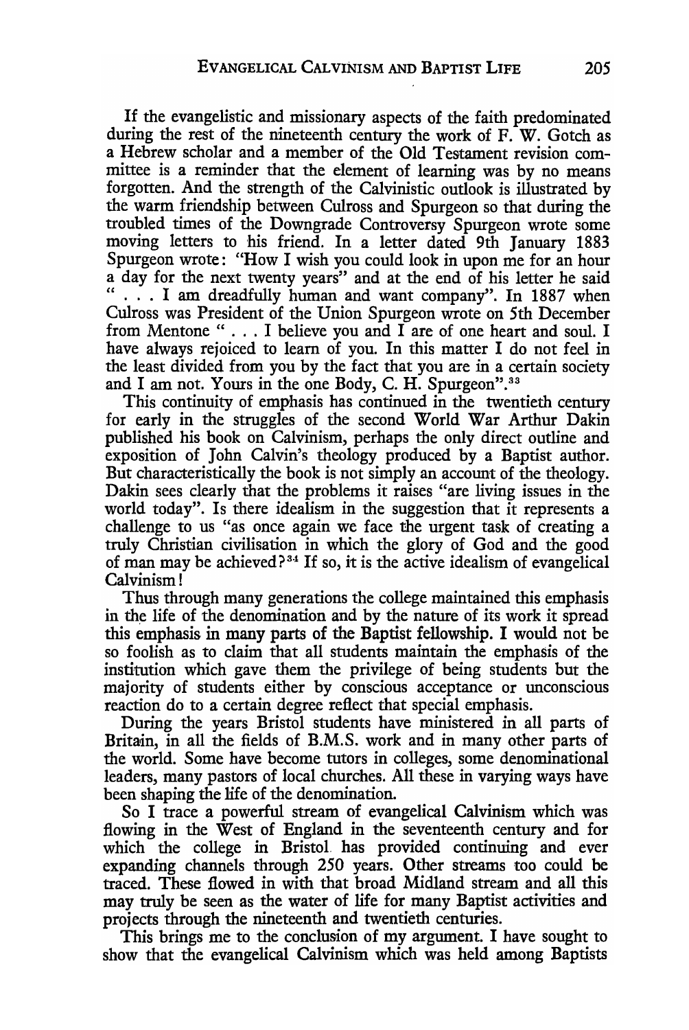If the evangelistic and missionary aspects of the faith predominated during the rest of the nineteenth century the work of F. W. Gotch as a Hebrew scholar and a member of the Old Testament revision committee is a reminder that the element of learning was by no means forgotten. And the strength of the Calvinistic outlook is illustrated by the warm friendship between Culross and Spurgeon so that during the troubled times of the Downgrade Controversy Spurgeon wrote some moving letters to his friend. In a letter dated 9th January 1883 Spurgeon wrote: "How I wish you could look in upon me for an hour a day for the next twenty years" and at the end of his letter he said " . . . I am dreadfully human and want company". In 1887 when Culross was President of the Union Spurgeon wrote on 5th December from Mentone " . . . I believe you and I are of one heart and soul. I have always rejoiced to learn of you. In this matter I do not feel in the least divided from you by the fact that you are in a certain society and I am not. Yours in the one Body, C. H. Spurgeon".[33]

This continuity of emphasis has continued in the twentieth century for early in the struggles of the second World War Arthur Dakin published his book on Calvinism, perhaps the only direct outline and exposition of John Calvin's theology produced by a Baptist author. But characteristically the book is not simply an account of the theology. Dakin sees clearly that the problems it raises "are living issues in the world today". Is there idealism in the suggestion that it represents a challenge to us "as once again we face the urgent task of creating a truly Christian civilisation in which the glory of God and the good of man may be achieved?[34] If so, it is the active idealism of evangelical Calvinism!

Thus through many generations the college maintained this emphasis in the life of the denomination and by the nature of its work it spread this emphasis in many parts of the Baptist fellowship. I would not be so foolish as to claim that all students maintain the emphasis of the institution which gave them the privilege of being students but the majority of students either by conscious acceptance or unconscious reaction do to a certain degree reflect that special emphasis.

During the years Bristol students have ministered in all parts of Britain, in all the fields of B.M.S. work and in many other parts of the world. Some have become tutors in colleges, some denominational leaders, many pastors of local churches. All these in varying ways have been shaping the life of the denomination.

So I trace a powerful stream of evangelical Calvinism which was flowing in the West of England in the seventeenth century and for which the college in Bristol has provided continuing and ever expanding channels through 250 years. Other streams too could be traced. These flowed in with that broad Midland stream and all this may truly be seen as the water of life for many Baptist activities and projects through the nineteenth and twentieth centuries.

This brings me to the conclusion of my argument. I have sought to show that the evangelical Calvinism which was held among Baptists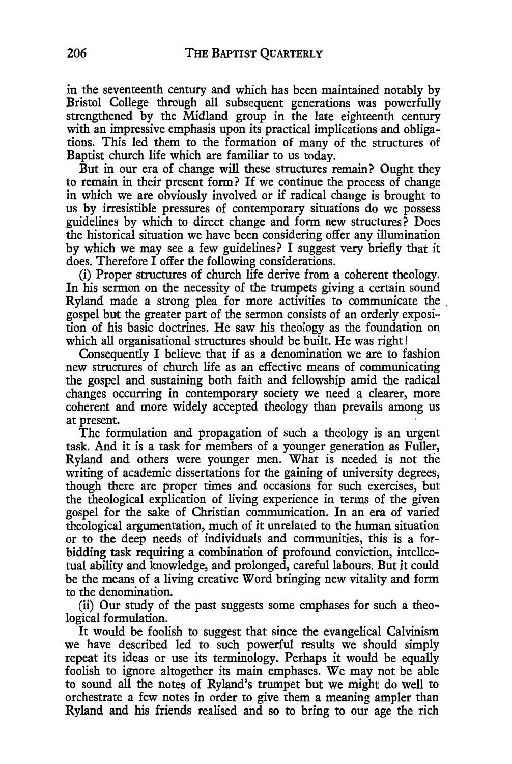in the seventeenth century and which has been maintained notably by Bristol College through all subsequent generations was powerfully strengthened by the Midland group in the late eighteenth century with an impressive emphasis upon its practical implications and obligations. This led them to the formation of many of the structures of Baptist church life which are familiar to us today.

But in our era of change will these structures remain? Ought they to remain in their present form? If we continue the process of change in which we are obviously involved or if radical change is brought to us by irresistible pressures of contemporary situations do we possess guidelines by which to direct change and form new structures? Does the historical situation we have been considering offer any illumination by which we may see a few guidelines? I suggest very briefly that it does. Therefore I offer the following considerations.

(i) Proper structures of church life derive from a coherent theology. In his sermon on the necessity of the trumpets giving a certain sound Ryland made a strong plea for more activities to communicate the gospel but the greater part of the sermon consists of an orderly exposition of his basic doctrines. He saw his theology as the foundation on which all organisational structures should be built. He was right!

Consequently I believe that if as a denomination we are to fashion new structures of church life as an effective means of communicating the gospel and sustaining both faith and fellowship amid the radical changes occurring in contemporary society we need a clearer, more coherent and more widely accepted theology than prevails among us at present.

The formulation and propagation of such a theology is an urgent task. And it is a task for members of a younger generation as Fuller, Ryland and others were younger men. What is needed is not the writing of academic dissertations for the gaining of university degrees, though there are proper times and occasions for such exercises, but the theological explication of living experience in terms of the given gospel for the sake of Christian communication. In an era of varied theological argumentation, much of it unrelated to the human situation or to the deep needs of individuals and communities, this is a forbidding task requiring a combination of profound conviction, intellectual ability and knowledge, and prolonged, careful labours. But it could be the means of a living creative Word bringing new vitality and form to the denomination.

(ii) Our study of the past suggests some emphases for such a theological formulation.

It would be foolish to suggest that since the evangelical Calvinism we have described led to such powerful results we should simply repeat its ideas or use its terminology. Perhaps it would be equally foolish to ignore altogether its main emphases. We may not be able to sound all the notes of Ryland's trumpet but we might do well to orchestrate a few notes in order to give them a meaning ampler than Ryland and his friends realised and so to bring to our age the rich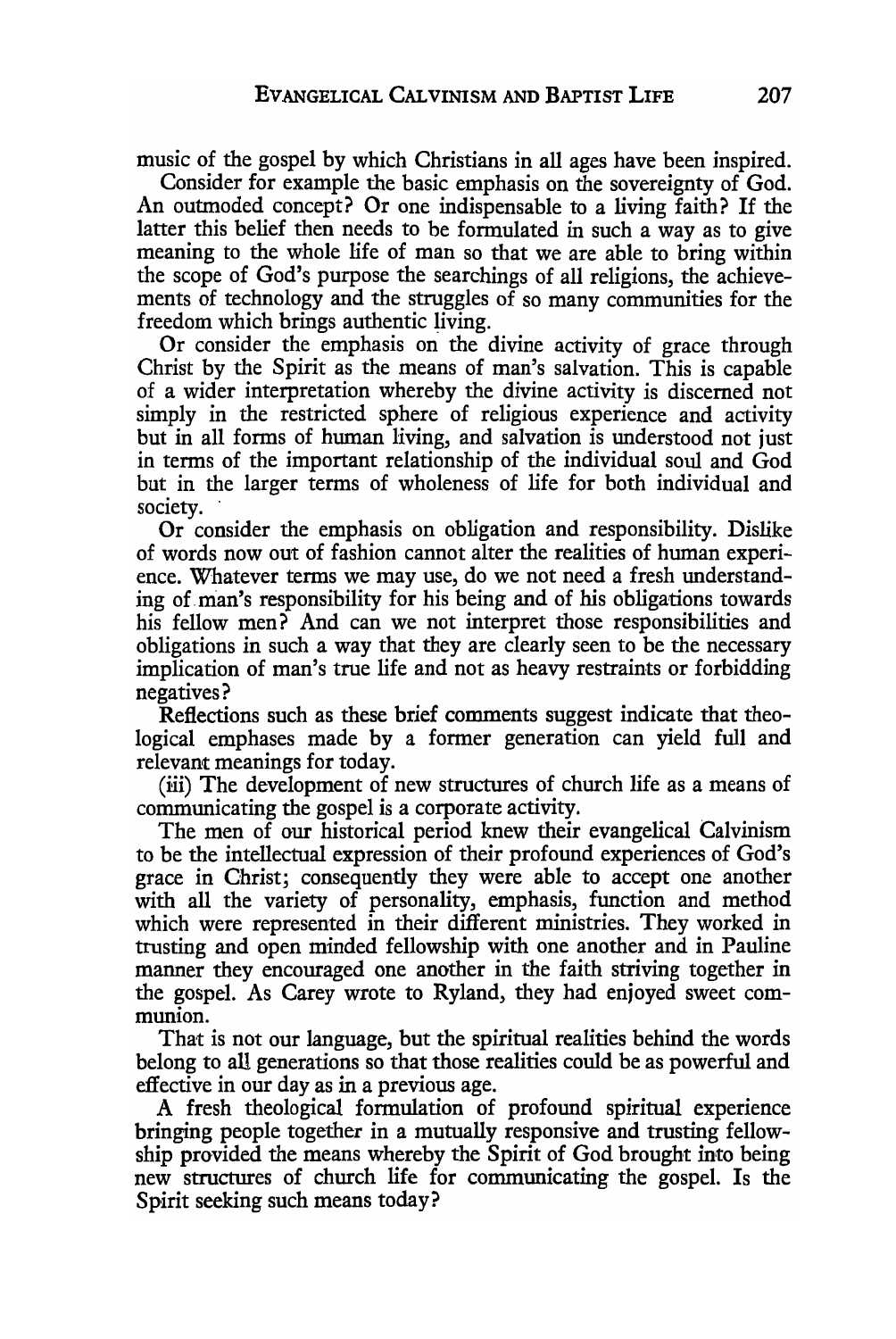music of the gospel by which Christians in all ages have been inspired.

Consider for example the basic emphasis on the sovereignty of God. An outmoded concept? Or one indispensable to a living faith? If the latter this belief then needs to be formulated in such a way as to give meaning to the whole life of man so that we are able to bring within the scope of God's purpose the searchings of all religions, the achievements of technology and the struggles of so many communities for the freedom which brings authentic living.

Or consider the emphasis on the divine activity of grace through Christ by the Spirit as the means of man's salvation. This is capable of a wider interpretation whereby the divine activity is discerned not simply in the restricted sphere of religious experience and activity but in all forms of human living, and salvation is understood not just in terms of the important relationship of the individual soul and God but in the larger terms of wholeness of life for both individual and society.

Or consider the emphasis on obligation and responsibility. Dislike of words now out of fashion cannot alter the realities of human experience. Whatever terms we may use, do we not need a fresh understanding of man's responsibility for his being and of his obligations towards his fellow men? And can we not interpret those responsibilities and obligations in such a way that they are clearly seen to be the necessary implication of man's true life and not as heavy restraints or forbidding negatives?

Reflections such as these brief comments suggest indicate that theological emphases made by a former generation can yield full and relevant meanings for today.

(iii) The development of new structures of church life as a means of communicating the gospel is a corporate activity.

The men of our historical period knew their evangelical Calvinism to be the intellectual expression of their profound experiences of God's grace in Christ; consequently they were able to accept one another with all the variety of personality, emphasis, function and method which were represented in their different ministries. They worked in trusting and open minded fellowship with one another and in Pauline manner they encouraged one another in the faith striving together in the gospel. As Carey wrote to Ryland, they had enjoyed sweet communion.

That is not our language, but the spiritual realities behind the words belong to all generations so that those realities could be as powerful and effective in our day as in a previous age.

A fresh theological formulation of profound spiritual experience bringing people together in a mutually responsive and trusting fellowship provided the means whereby the Spirit of God brought into being new structures of church life for communicating the gospel. Is the Spirit seeking such means today?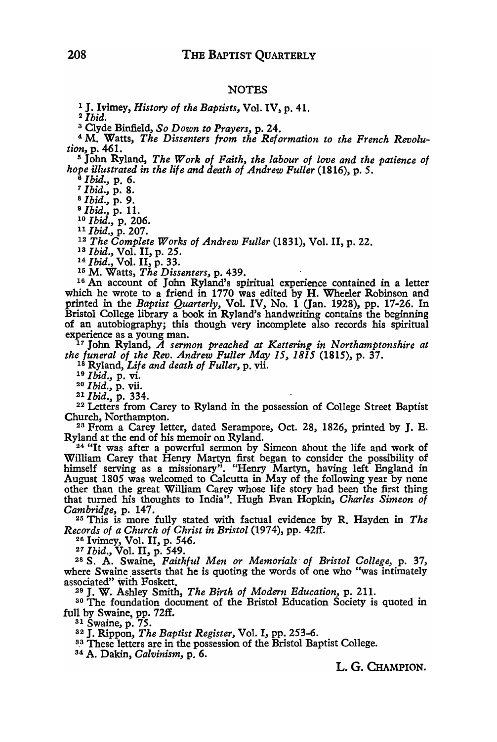## NOTES

[1] J. Ivimey, *History of the Baptists*, Vol. IV, p. 41.

[2] *Ibid.*

[3] Clyde Binfield, *So Down to Prayers*, p. 24.

[4] M. Watts, *The Dissenters from the Reformation to the French Revolution*, p. 461.

[5] John Ryland, *The Work of Faith, the labour of love and the patience of hope illustrated in the life and death of Andrew Fuller* (1816), p. 5.

[6] *Ibid.*, p. 6.

[7] *Ibid.*, p. 8.

[8] *Ibid.*, p. 9.

[9] *Ibid.*, p. 11.

[10] *Ibid.*, p. 206.

[11] *Ibid.*, p. 207.

[12] *The Complete Works of Andrew Fuller* (1831), Vol. II, p. 22.

[13] *Ibid.*, Vol. II, p. 25.

[14] *Ibid.*, Vol. II, p. 33.

[15] M. Watts, *The Dissenters*, p. 439.

[16] An account of John Ryland's spiritual experience contained in a letter which he wrote to a friend in 1770 was edited by H. Wheeler Robinson and printed in the *Baptist Quarterly*, Vol. IV, No. 1 (Jan. 1928), pp. 17-26. In Bristol College library a book in Ryland's handwriting contains the beginning of an autobiography; this though very incomplete also records his spiritual experience as a young man.

[17] John Ryland, *A sermon preached at Kettering in Northamptonshire at the funeral of the Rev. Andrew Fuller May 15, 1815* (1815), p. 37.

[18] Ryland, *Life and death of Fuller*, p. vii.

[19] *Ibid.*, p. vi.

[20] *Ibid.*, p. vii.

[21] *Ibid.*, p. 334.

[22] Letters from Carey to Ryland in the possession of College Street Baptist Church, Northampton.

[23] From a Carey letter, dated Serampore, Oct. 28, 1826, printed by J. E. Ryland at the end of his memoir on Ryland.

[24] "It was after a powerful sermon by Simeon about the life and work of William Carey that Henry Martyn first began to consider the possibility of himself serving as a missionary". "Henry Martyn, having left England in August 1805 was welcomed to Calcutta in May of the following year by none other than the great William Carey whose life story had been the first thing that turned his thoughts to India". Hugh Evan Hopkin, *Charles Simeon of Cambridge*, p. 147.

[25] This is more fully stated with factual evidence by R. Hayden in *The Records of a Church of Christ in Bristol* (1974), pp. 42ff.

[26] Ivimey, Vol. II, p. 546.

[27] *Ibid.*, Vol. II, p. 549.

[28] S. A. Swaine, *Faithful Men or Memorials of Bristol College*, p. 37, where Swaine asserts that he is quoting the words of one who "was intimately associated" with Foskett.

[29] J. W. Ashley Smith, *The Birth of Modern Education*, p. 211.

[30] The foundation document of the Bristol Education Society is quoted in full by Swaine, pp. 72ff.

[31] Swaine, p. 75.

[32] J. Rippon, *The Baptist Register*, Vol. I, pp. 253-6.

[33] These letters are in the possession of the Bristol Baptist College.

[34] A. Dakin, *Calvinism*, p. 6.

L. G. CHAMPION.